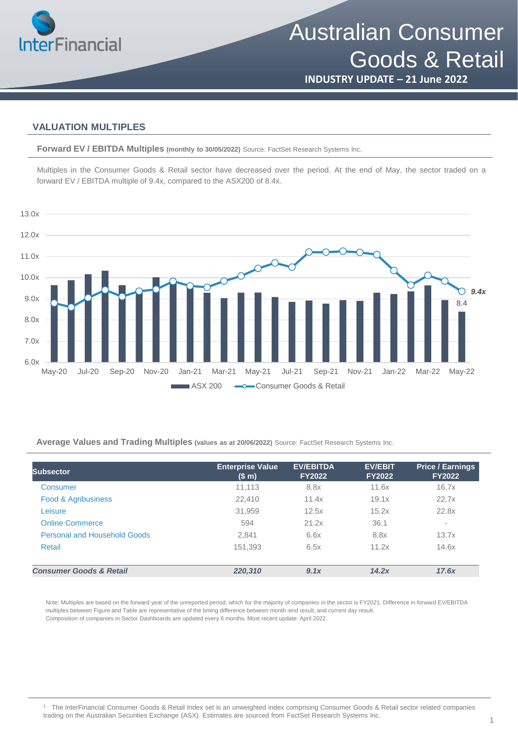# Australian Consumer Goods & Retail

**INDUSTRY UPDATE – 21 June 2022**

## VALUATION MULTIPLES

**Forward EV / EBITDA Multiples** **(monthly to 30/05/2022)** Source: FactSet Research Systems Inc.

Multiples in the Consumer Goods & Retail sector have decreased over the period. At the end of May, the sector traded on a forward EV / EBITDA multiple of 9.4x, compared to the ASX200 of 8.4x.

**Average Values and Trading Multiples** **(values as at 20/06/2022)** Source: FactSet Research Systems Inc.

| Subsector | Enterprise Value ($ m) | EV/EBITDA FY2022 | EV/EBIT FY2022 | Price / Earnings FY2022 |
|---|---|---|---|---|
| Consumer | 11,113 | 8.8x | 11.6x | 16.7x |
| Food & Agribusiness | 22,410 | 11.4x | 19.1x | 22.7x |
| Leisure | 31,959 | 12.5x | 15.2x | 22.8x |
| Online Commerce | 594 | 21.2x | 36.1 | - |
| Personal and Household Goods | 2,841 | 6.6x | 8.8x | 13.7x |
| Retail | 151,393 | 6.5x | 11.2x | 14.6x |
| ***Consumer Goods & Retail*** | ***220,310*** | ***9.1x*** | ***14.2x*** | ***17.6x*** |

Note: Multiples are based on the forward year of the unreported period, which for the majority of companies in the sector is FY2021. Difference in forward EV/EBITDA multiples between Figure and Table are representative of the timing difference between month-end result, and current day result.
Composition of companies in Sector Dashboards are updated every 6 months. Most recent update: April 2022.

[1] The InterFinancial Consumer Goods & Retail Index set is an unweighted index comprising Consumer Goods & Retail sector related companies trading on the Australian Securities Exchange (ASX). Estimates are sourced from FactSet Research Systems Inc.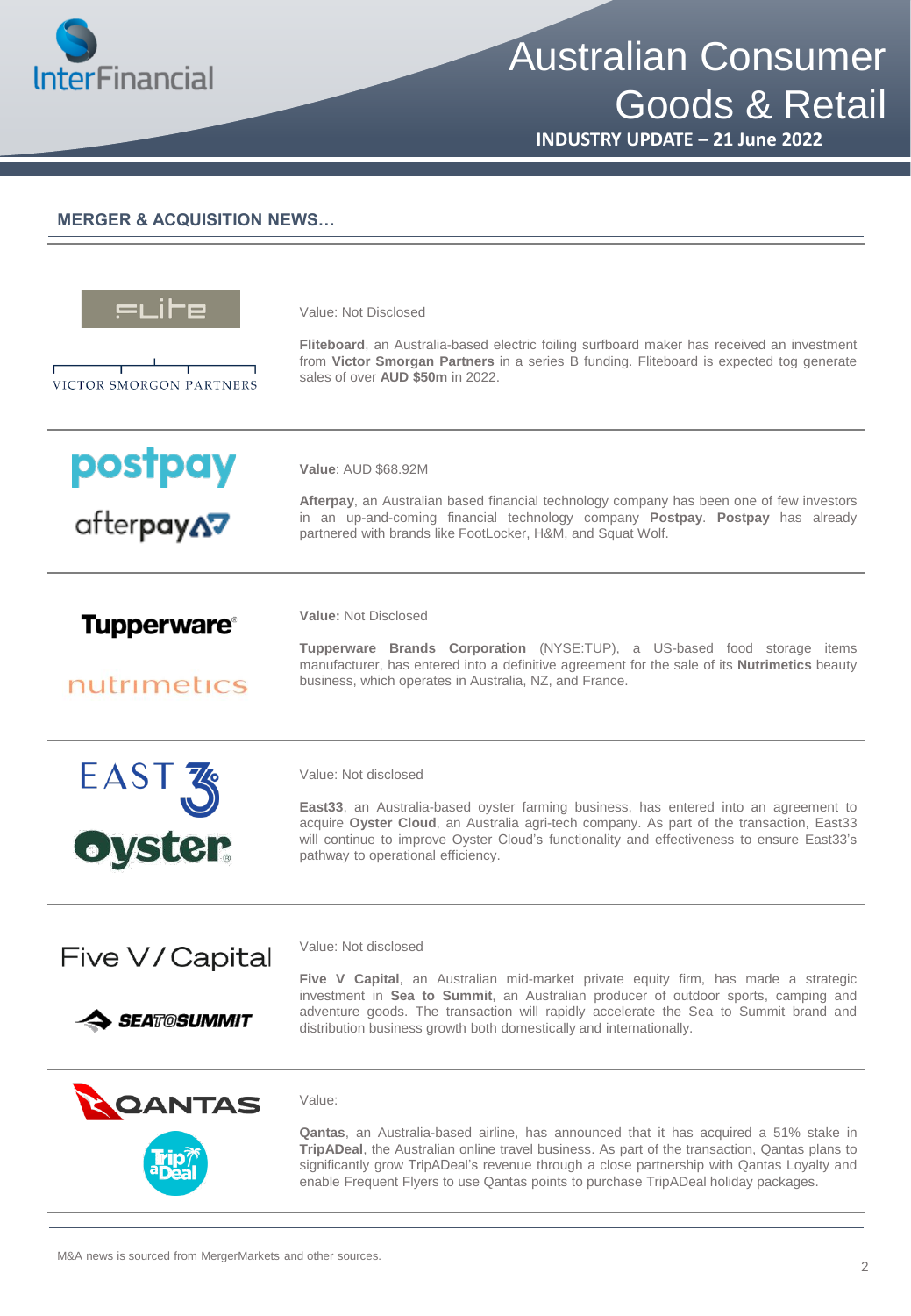## MERGER & ACQUISITION NEWS…

Value: Not Disclosed

**Fliteboard**, an Australia-based electric foiling surfboard maker has received an investment from **Victor Smorgan Partners** in a series B funding. Fliteboard is expected tog generate sales of over **AUD $50m** in 2022.

---

**Value**: AUD $68.92M

**Afterpay**, an Australian based financial technology company has been one of few investors in an up-and-coming financial technology company **Postpay**. **Postpay** has already partnered with brands like FootLocker, H&M, and Squat Wolf.

---

**Value:** Not Disclosed

**Tupperware Brands Corporation** (NYSE:TUP), a US-based food storage items manufacturer, has entered into a definitive agreement for the sale of its **Nutrimetics** beauty business, which operates in Australia, NZ, and France.

---

Value: Not disclosed

**East33**, an Australia-based oyster farming business, has entered into an agreement to acquire **Oyster Cloud**, an Australia agri-tech company. As part of the transaction, East33 will continue to improve Oyster Cloud's functionality and effectiveness to ensure East33's pathway to operational efficiency.

---

Value: Not disclosed

**Five V Capital**, an Australian mid-market private equity firm, has made a strategic investment in **Sea to Summit**, an Australian producer of outdoor sports, camping and adventure goods. The transaction will rapidly accelerate the Sea to Summit brand and distribution business growth both domestically and internationally.

---

Value:

**Qantas**, an Australia-based airline, has announced that it has acquired a 51% stake in **TripADeal**, the Australian online travel business. As part of the transaction, Qantas plans to significantly grow TripADeal's revenue through a close partnership with Qantas Loyalty and enable Frequent Flyers to use Qantas points to purchase TripADeal holiday packages.

---

M&A news is sourced from MergerMarkets and other sources.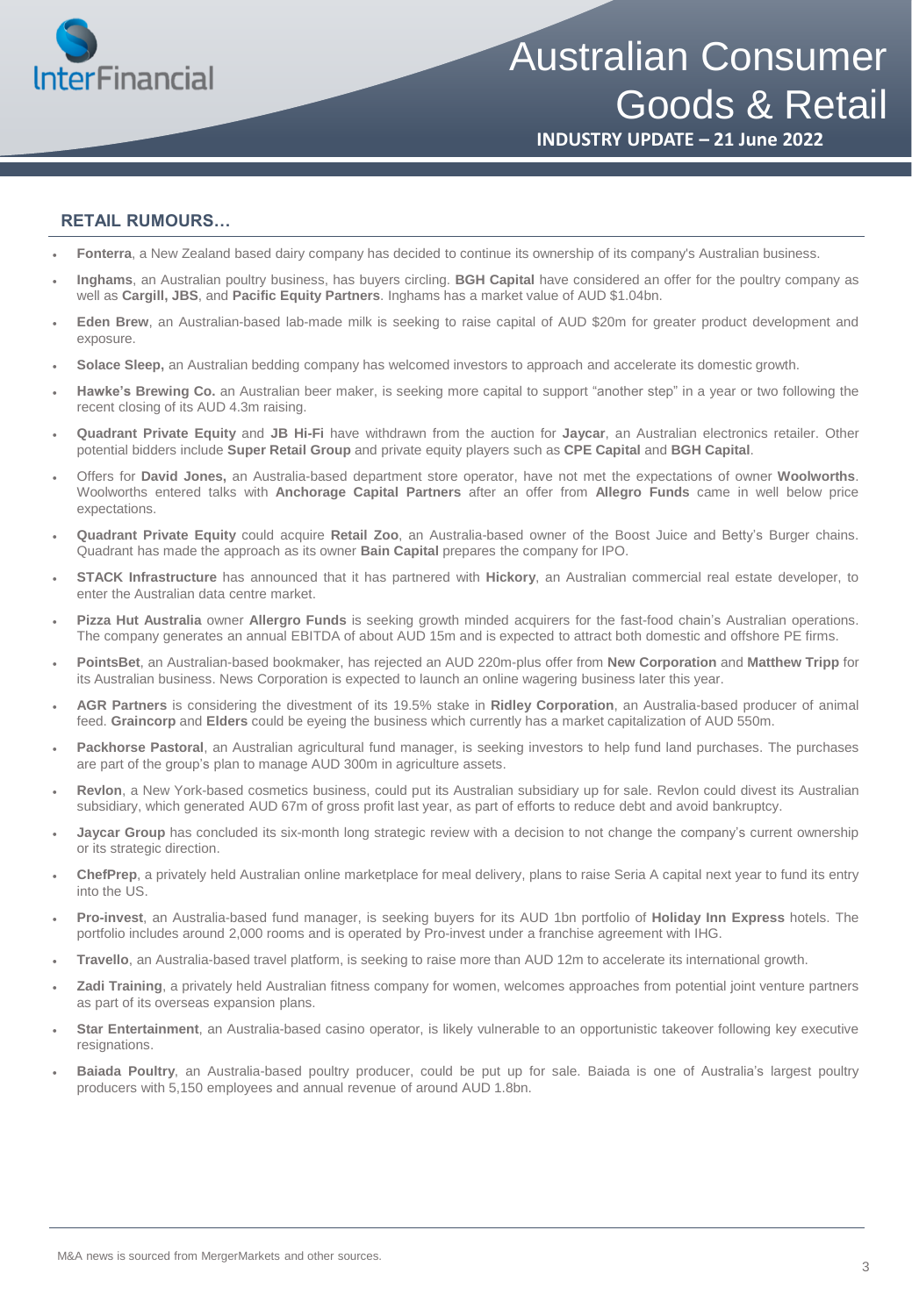## RETAIL RUMOURS…

- **Fonterra**, a New Zealand based dairy company has decided to continue its ownership of its company's Australian business.
- **Inghams**, an Australian poultry business, has buyers circling. **BGH Capital** have considered an offer for the poultry company as well as **Cargill, JBS**, and **Pacific Equity Partners**. Inghams has a market value of AUD $1.04bn.
- **Eden Brew**, an Australian-based lab-made milk is seeking to raise capital of AUD $20m for greater product development and exposure.
- **Solace Sleep,** an Australian bedding company has welcomed investors to approach and accelerate its domestic growth.
- **Hawke's Brewing Co.** an Australian beer maker, is seeking more capital to support "another step" in a year or two following the recent closing of its AUD 4.3m raising.
- **Quadrant Private Equity** and **JB Hi-Fi** have withdrawn from the auction for **Jaycar**, an Australian electronics retailer. Other potential bidders include **Super Retail Group** and private equity players such as **CPE Capital** and **BGH Capital**.
- Offers for **David Jones,** an Australia-based department store operator, have not met the expectations of owner **Woolworths**. Woolworths entered talks with **Anchorage Capital Partners** after an offer from **Allegro Funds** came in well below price expectations.
- **Quadrant Private Equity** could acquire **Retail Zoo**, an Australia-based owner of the Boost Juice and Betty's Burger chains. Quadrant has made the approach as its owner **Bain Capital** prepares the company for IPO.
- **STACK Infrastructure** has announced that it has partnered with **Hickory**, an Australian commercial real estate developer, to enter the Australian data centre market.
- **Pizza Hut Australia** owner **Allergro Funds** is seeking growth minded acquirers for the fast-food chain's Australian operations. The company generates an annual EBITDA of about AUD 15m and is expected to attract both domestic and offshore PE firms.
- **PointsBet**, an Australian-based bookmaker, has rejected an AUD 220m-plus offer from **New Corporation** and **Matthew Tripp** for its Australian business. News Corporation is expected to launch an online wagering business later this year.
- **AGR Partners** is considering the divestment of its 19.5% stake in **Ridley Corporation**, an Australia-based producer of animal feed. **Graincorp** and **Elders** could be eyeing the business which currently has a market capitalization of AUD 550m.
- **Packhorse Pastoral**, an Australian agricultural fund manager, is seeking investors to help fund land purchases. The purchases are part of the group's plan to manage AUD 300m in agriculture assets.
- **Revlon**, a New York-based cosmetics business, could put its Australian subsidiary up for sale. Revlon could divest its Australian subsidiary, which generated AUD 67m of gross profit last year, as part of efforts to reduce debt and avoid bankruptcy.
- **Jaycar Group** has concluded its six-month long strategic review with a decision to not change the company's current ownership or its strategic direction.
- **ChefPrep**, a privately held Australian online marketplace for meal delivery, plans to raise Seria A capital next year to fund its entry into the US.
- **Pro-invest**, an Australia-based fund manager, is seeking buyers for its AUD 1bn portfolio of **Holiday Inn Express** hotels. The portfolio includes around 2,000 rooms and is operated by Pro-invest under a franchise agreement with IHG.
- **Travello**, an Australia-based travel platform, is seeking to raise more than AUD 12m to accelerate its international growth.
- **Zadi Training**, a privately held Australian fitness company for women, welcomes approaches from potential joint venture partners as part of its overseas expansion plans.
- **Star Entertainment**, an Australia-based casino operator, is likely vulnerable to an opportunistic takeover following key executive resignations.
- **Baiada Poultry**, an Australia-based poultry producer, could be put up for sale. Baiada is one of Australia's largest poultry producers with 5,150 employees and annual revenue of around AUD 1.8bn.

M&A news is sourced from MergerMarkets and other sources.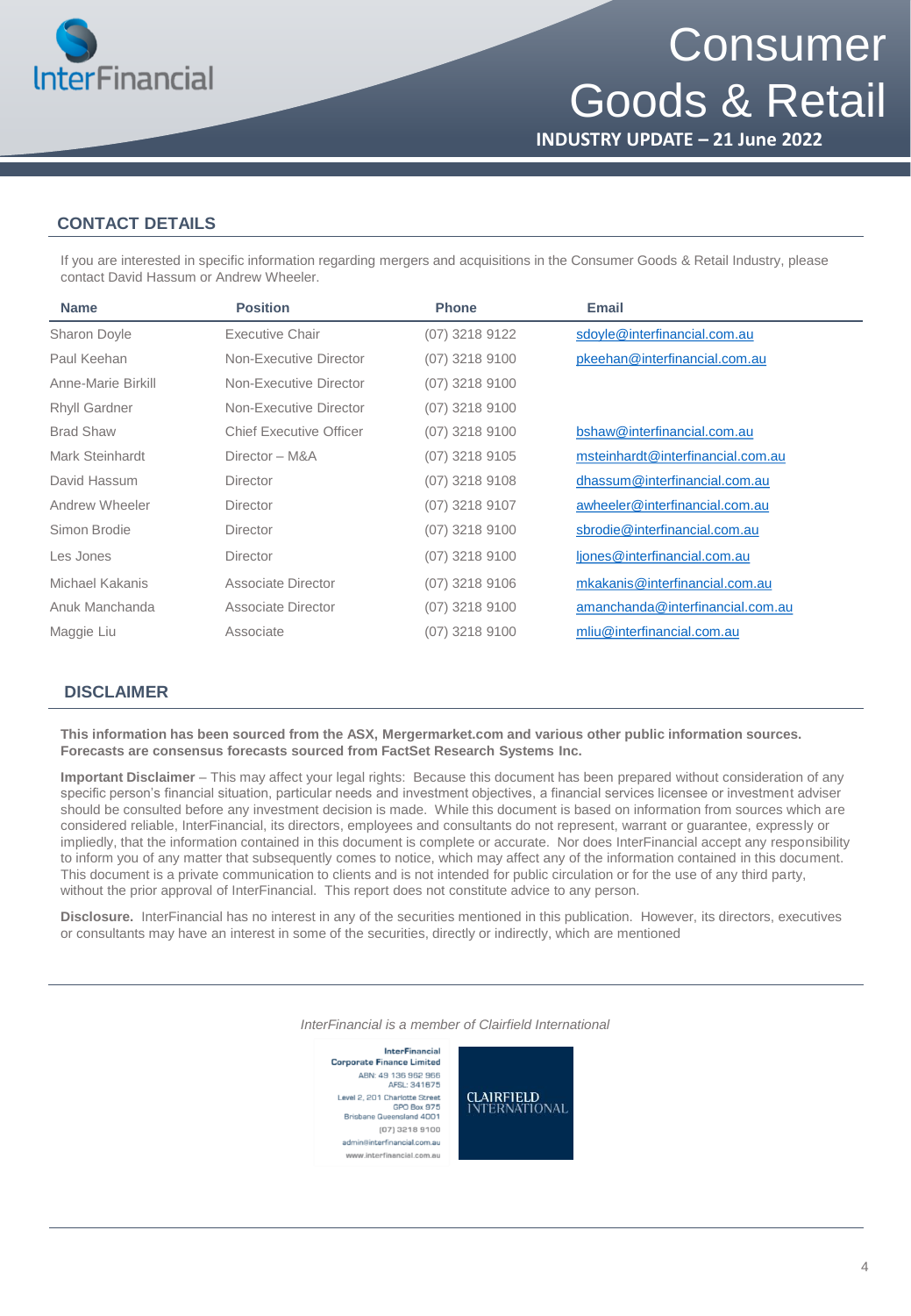# Consumer Goods & Retail

**INDUSTRY UPDATE – 21 June 2022**

## CONTACT DETAILS

If you are interested in specific information regarding mergers and acquisitions in the Consumer Goods & Retail Industry, please contact David Hassum or Andrew Wheeler.

| Name | Position | Phone | Email |
|---|---|---|---|
| Sharon Doyle | Executive Chair | (07) 3218 9122 | sdoyle@interfinancial.com.au |
| Paul Keehan | Non-Executive Director | (07) 3218 9100 | pkeehan@interfinancial.com.au |
| Anne-Marie Birkill | Non-Executive Director | (07) 3218 9100 | |
| Rhyll Gardner | Non-Executive Director | (07) 3218 9100 | |
| Brad Shaw | Chief Executive Officer | (07) 3218 9100 | bshaw@interfinancial.com.au |
| Mark Steinhardt | Director – M&A | (07) 3218 9105 | msteinhardt@interfinancial.com.au |
| David Hassum | Director | (07) 3218 9108 | dhassum@interfinancial.com.au |
| Andrew Wheeler | Director | (07) 3218 9107 | awheeler@interfinancial.com.au |
| Simon Brodie | Director | (07) 3218 9100 | sbrodie@interfinancial.com.au |
| Les Jones | Director | (07) 3218 9100 | ljones@interfinancial.com.au |
| Michael Kakanis | Associate Director | (07) 3218 9106 | mkakanis@interfinancial.com.au |
| Anuk Manchanda | Associate Director | (07) 3218 9100 | amanchanda@interfinancial.com.au |
| Maggie Liu | Associate | (07) 3218 9100 | mliu@interfinancial.com.au |

## DISCLAIMER

**This information has been sourced from the ASX, Mergermarket.com and various other public information sources. Forecasts are consensus forecasts sourced from FactSet Research Systems Inc.**

**Important Disclaimer** – This may affect your legal rights: Because this document has been prepared without consideration of any specific person's financial situation, particular needs and investment objectives, a financial services licensee or investment adviser should be consulted before any investment decision is made. While this document is based on information from sources which are considered reliable, InterFinancial, its directors, employees and consultants do not represent, warrant or guarantee, expressly or impliedly, that the information contained in this document is complete or accurate. Nor does InterFinancial accept any responsibility to inform you of any matter that subsequently comes to notice, which may affect any of the information contained in this document. This document is a private communication to clients and is not intended for public circulation or for the use of any third party, without the prior approval of InterFinancial. This report does not constitute advice to any person.

**Disclosure.** InterFinancial has no interest in any of the securities mentioned in this publication. However, its directors, executives or consultants may have an interest in some of the securities, directly or indirectly, which are mentioned

*InterFinancial is a member of Clairfield International*

**InterFinancial Corporate Finance Limited**
ABN: 49 136 962 966
AFSL: 341675
Level 2, 201 Charlotte Street
GPO Box 975
Brisbane Queensland 4001
(07) 3218 9100
admin@interfinancial.com.au
www.interfinancial.com.au

CLAIRFIELD INTERNATIONAL